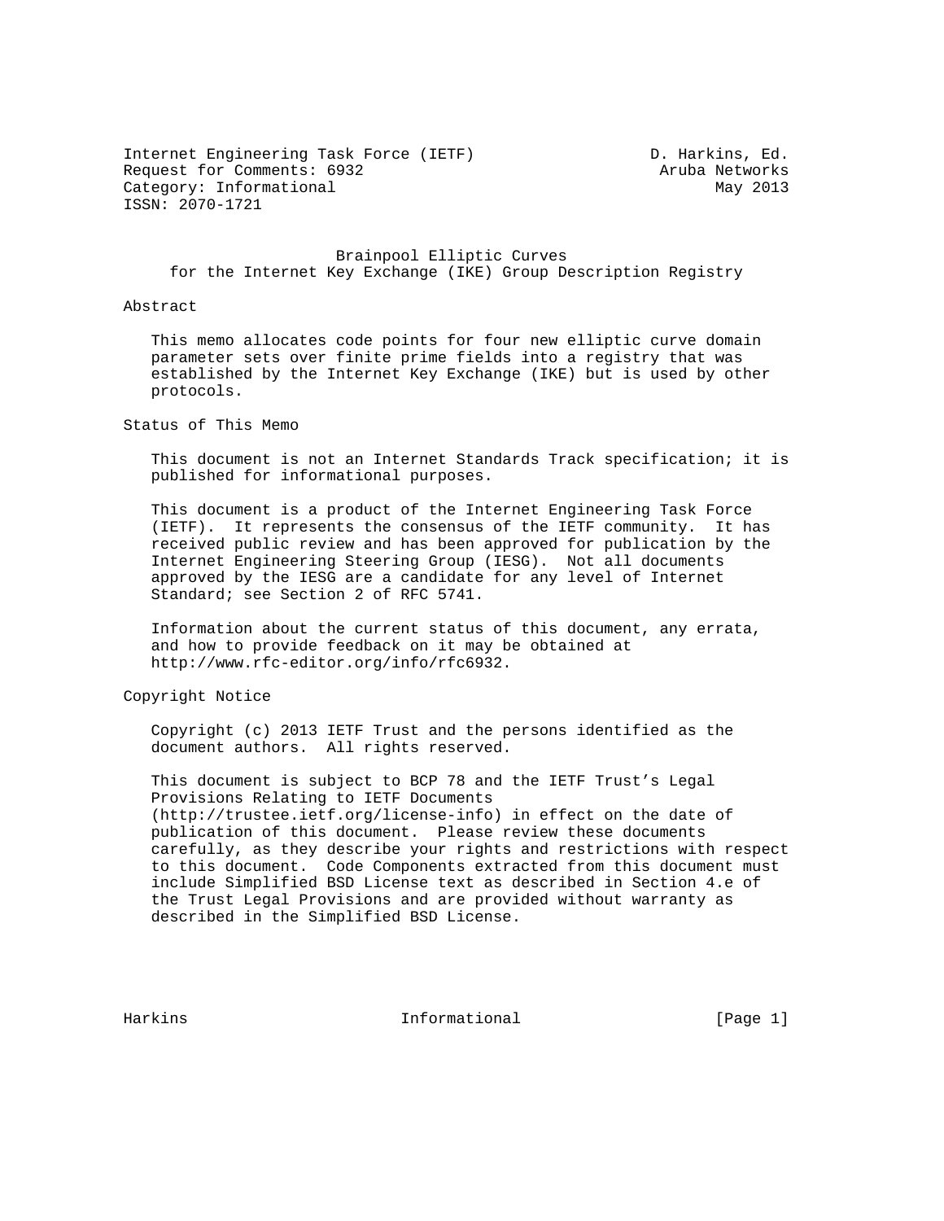Internet Engineering Task Force (IETF) D. Harkins, Ed.
Request for Comments: 6932 Aruba Networks
Category: Informational May 2013
ISSN: 2070-1721

# Brainpool Elliptic Curves for the Internet Key Exchange (IKE) Group Description Registry

## Abstract

This memo allocates code points for four new elliptic curve domain parameter sets over finite prime fields into a registry that was established by the Internet Key Exchange (IKE) but is used by other protocols.

## Status of This Memo

This document is not an Internet Standards Track specification; it is published for informational purposes.

This document is a product of the Internet Engineering Task Force (IETF). It represents the consensus of the IETF community. It has received public review and has been approved for publication by the Internet Engineering Steering Group (IESG). Not all documents approved by the IESG are a candidate for any level of Internet Standard; see Section 2 of RFC 5741.

Information about the current status of this document, any errata, and how to provide feedback on it may be obtained at http://www.rfc-editor.org/info/rfc6932.

## Copyright Notice

Copyright (c) 2013 IETF Trust and the persons identified as the document authors. All rights reserved.

This document is subject to BCP 78 and the IETF Trust's Legal Provisions Relating to IETF Documents (http://trustee.ietf.org/license-info) in effect on the date of publication of this document. Please review these documents carefully, as they describe your rights and restrictions with respect to this document. Code Components extracted from this document must include Simplified BSD License text as described in Section 4.e of the Trust Legal Provisions and are provided without warranty as described in the Simplified BSD License.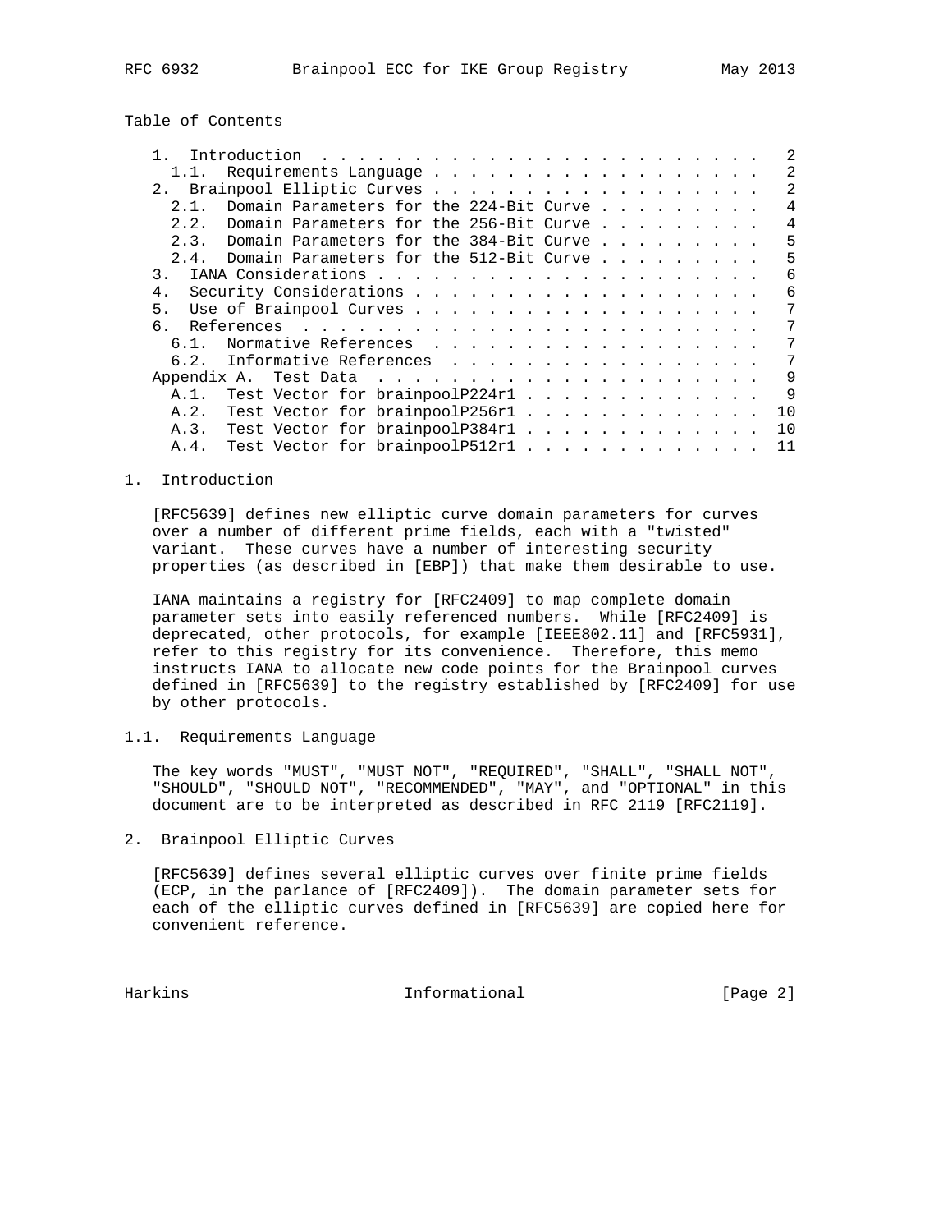Table of Contents

1. Introduction . . . . . . . . . . . . . . . . . . . . . . . . . 2
   1.1. Requirements Language . . . . . . . . . . . . . . . . . . . 2
2. Brainpool Elliptic Curves . . . . . . . . . . . . . . . . . . . 2
   2.1. Domain Parameters for the 224-Bit Curve . . . . . . . . . . 4
   2.2. Domain Parameters for the 256-Bit Curve . . . . . . . . . . 4
   2.3. Domain Parameters for the 384-Bit Curve . . . . . . . . . . 5
   2.4. Domain Parameters for the 512-Bit Curve . . . . . . . . . . 5
3. IANA Considerations . . . . . . . . . . . . . . . . . . . . . . 6
4. Security Considerations . . . . . . . . . . . . . . . . . . . . 6
5. Use of Brainpool Curves . . . . . . . . . . . . . . . . . . . . 7
6. References . . . . . . . . . . . . . . . . . . . . . . . . . . 7
   6.1. Normative References . . . . . . . . . . . . . . . . . . . 7
   6.2. Informative References . . . . . . . . . . . . . . . . . . 7
Appendix A. Test Data . . . . . . . . . . . . . . . . . . . . . . 9
   A.1. Test Vector for brainpoolP224r1 . . . . . . . . . . . . . . 9
   A.2. Test Vector for brainpoolP256r1 . . . . . . . . . . . . . . 10
   A.3. Test Vector for brainpoolP384r1 . . . . . . . . . . . . . . 10
   A.4. Test Vector for brainpoolP512r1 . . . . . . . . . . . . . . 11

# 1. Introduction

[RFC5639] defines new elliptic curve domain parameters for curves over a number of different prime fields, each with a "twisted" variant. These curves have a number of interesting security properties (as described in [EBP]) that make them desirable to use.

IANA maintains a registry for [RFC2409] to map complete domain parameter sets into easily referenced numbers. While [RFC2409] is deprecated, other protocols, for example [IEEE802.11] and [RFC5931], refer to this registry for its convenience. Therefore, this memo instructs IANA to allocate new code points for the Brainpool curves defined in [RFC5639] to the registry established by [RFC2409] for use by other protocols.

## 1.1. Requirements Language

The key words "MUST", "MUST NOT", "REQUIRED", "SHALL", "SHALL NOT", "SHOULD", "SHOULD NOT", "RECOMMENDED", "MAY", and "OPTIONAL" in this document are to be interpreted as described in RFC 2119 [RFC2119].

# 2. Brainpool Elliptic Curves

[RFC5639] defines several elliptic curves over finite prime fields (ECP, in the parlance of [RFC2409]). The domain parameter sets for each of the elliptic curves defined in [RFC5639] are copied here for convenient reference.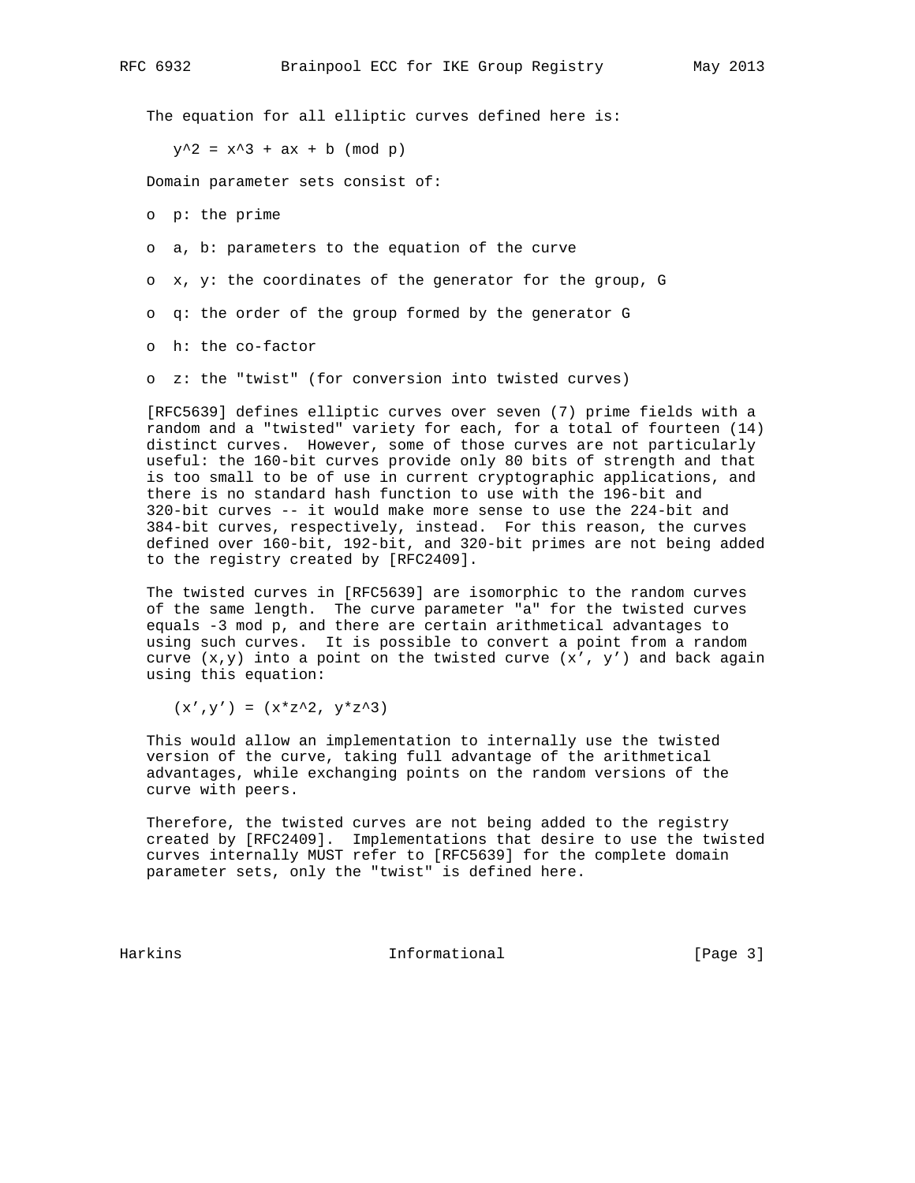The equation for all elliptic curves defined here is:

$$y^2 = x^3 + ax + b \pmod{p}$$

Domain parameter sets consist of:

- p: the prime
- a, b: parameters to the equation of the curve
- x, y: the coordinates of the generator for the group, G
- q: the order of the group formed by the generator G
- h: the co-factor
- z: the "twist" (for conversion into twisted curves)

[RFC5639] defines elliptic curves over seven (7) prime fields with a random and a "twisted" variety for each, for a total of fourteen (14) distinct curves. However, some of those curves are not particularly useful: the 160-bit curves provide only 80 bits of strength and that is too small to be of use in current cryptographic applications, and there is no standard hash function to use with the 196-bit and 320-bit curves -- it would make more sense to use the 224-bit and 384-bit curves, respectively, instead. For this reason, the curves defined over 160-bit, 192-bit, and 320-bit primes are not being added to the registry created by [RFC2409].

The twisted curves in [RFC5639] are isomorphic to the random curves of the same length. The curve parameter "a" for the twisted curves equals -3 mod p, and there are certain arithmetical advantages to using such curves. It is possible to convert a point from a random curve (x,y) into a point on the twisted curve (x', y') and back again using this equation:

$$(x',y') = (x \cdot z^2, y \cdot z^3)$$

This would allow an implementation to internally use the twisted version of the curve, taking full advantage of the arithmetical advantages, while exchanging points on the random versions of the curve with peers.

Therefore, the twisted curves are not being added to the registry created by [RFC2409]. Implementations that desire to use the twisted curves internally MUST refer to [RFC5639] for the complete domain parameter sets, only the "twist" is defined here.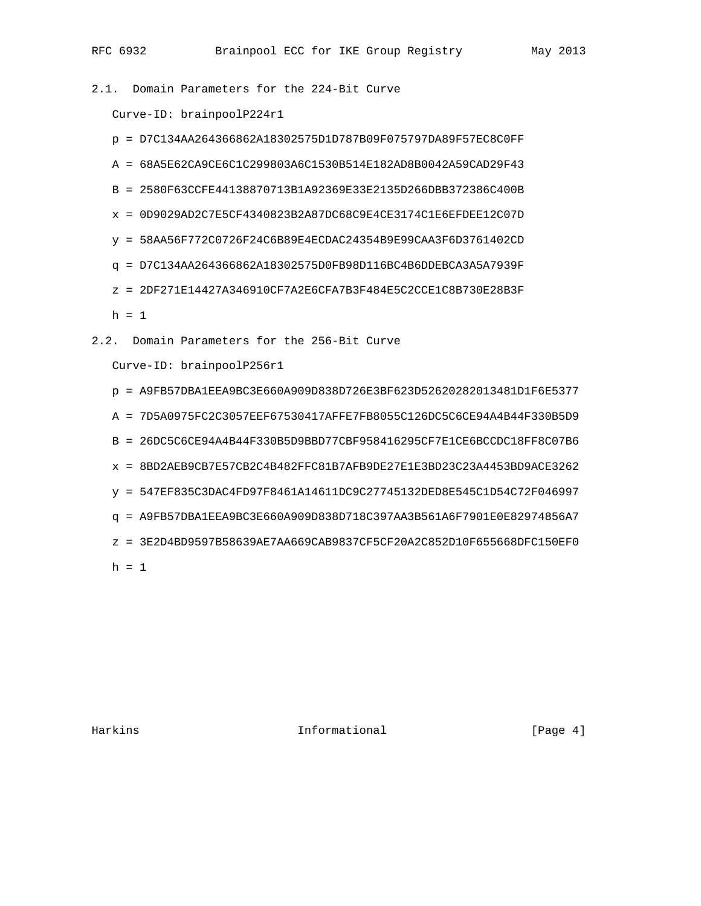## 2.1. Domain Parameters for the 224-Bit Curve

Curve-ID: brainpoolP224r1

p = D7C134AA264366862A18302575D1D787B09F075797DA89F57EC8C0FF

A = 68A5E62CA9CE6C1C299803A6C1530B514E182AD8B0042A59CAD29F43

B = 2580F63CCFE44138870713B1A92369E33E2135D266DBB372386C400B

x = 0D9029AD2C7E5CF4340823B2A87DC68C9E4CE3174C1E6EFDEE12C07D

y = 58AA56F772C0726F24C6B89E4ECDAC24354B9E99CAA3F6D3761402CD

q = D7C134AA264366862A18302575D0FB98D116BC4B6DDEBCA3A5A7939F

z = 2DF271E14427A346910CF7A2E6CFA7B3F484E5C2CCE1C8B730E28B3F

h = 1

## 2.2. Domain Parameters for the 256-Bit Curve

Curve-ID: brainpoolP256r1

p = A9FB57DBA1EEA9BC3E660A909D838D726E3BF623D52620282013481D1F6E5377

A = 7D5A0975FC2C3057EEF67530417AFFE7FB8055C126DC5C6CE94A4B44F330B5D9

B = 26DC5C6CE94A4B44F330B5D9BBD77CBF958416295CF7E1CE6BCCDC18FF8C07B6

x = 8BD2AEB9CB7E57CB2C4B482FFC81B7AFB9DE27E1E3BD23C23A4453BD9ACE3262

y = 547EF835C3DAC4FD97F8461A14611DC9C27745132DED8E545C1D54C72F046997

q = A9FB57DBA1EEA9BC3E660A909D838D718C397AA3B561A6F7901E0E82974856A7

z = 3E2D4BD9597B58639AE7AA669CAB9837CF5CF20A2C852D10F655668DFC150EF0

h = 1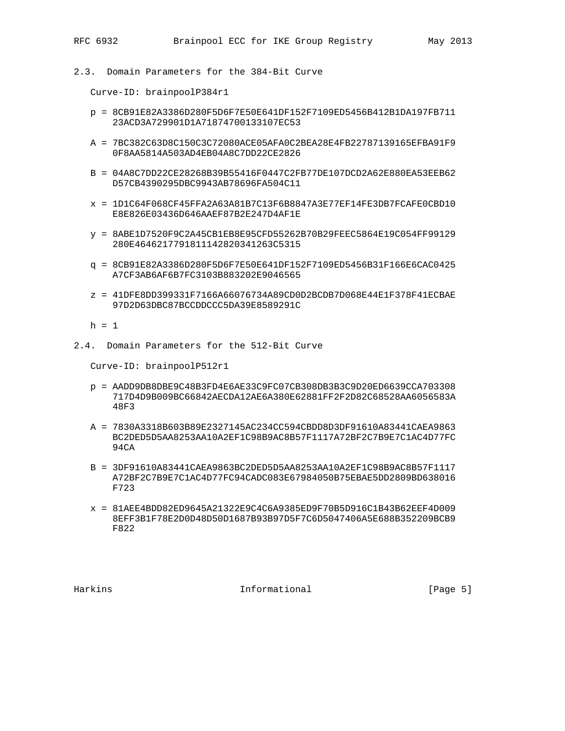## 2.3. Domain Parameters for the 384-Bit Curve

Curve-ID: brainpoolP384r1

```
p = 8CB91E82A3386D280F5D6F7E50E641DF152F7109ED5456B412B1DA197FB711
    23ACD3A729901D1A71874700133107EC53

A = 7BC382C63D8C150C3C72080ACE05AFA0C2BEA28E4FB22787139165EFBA91F9
    0F8AA5814A503AD4EB04A8C7DD22CE2826

B = 04A8C7DD22CE28268B39B55416F0447C2FB77DE107DCD2A62E880EA53EEB62
    D57CB4390295DBC9943AB78696FA504C11

x = 1D1C64F068CF45FFA2A63A81B7C13F6B8847A3E77EF14FE3DB7FCAFE0CBD10
    E8E826E03436D646AAEF87B2E247D4AF1E

y = 8ABE1D7520F9C2A45CB1EB8E95CFD55262B70B29FEEC5864E19C054FF99129
    280E4646217791811142820341263C5315

q = 8CB91E82A3386D280F5D6F7E50E641DF152F7109ED5456B31F166E6CAC0425
    A7CF3AB6AF6B7FC3103B883202E9046565

z = 41DFE8DD399331F7166A66076734A89CD0D2BCDB7D068E44E1F378F41ECBAE
    97D2D63DBC87BCCDDCCC5DA39E8589291C

h = 1
```

## 2.4. Domain Parameters for the 512-Bit Curve

Curve-ID: brainpoolP512r1

```
p = AADD9DB8DBE9C48B3FD4E6AE33C9FC07CB308DB3B3C9D20ED6639CCA703308
    717D4D9B009BC66842AECDA12AE6A380E62881FF2F2D82C68528AA6056583A
    48F3

A = 7830A3318B603B89E2327145AC234CC594CBDD8D3DF91610A83441CAEA9863
    BC2DED5D5AA8253AA10A2EF1C98B9AC8B57F1117A72BF2C7B9E7C1AC4D77FC
    94CA

B = 3DF91610A83441CAEA9863BC2DED5D5AA8253AA10A2EF1C98B9AC8B57F1117
    A72BF2C7B9E7C1AC4D77FC94CADC083E67984050B75EBAE5DD2809BD638016
    F723

x = 81AEE4BDD82ED9645A21322E9C4C6A9385ED9F70B5D916C1B43B62EEF4D009
    8EFF3B1F78E2D0D48D50D1687B93B97D5F7C6D5047406A5E688B352209BCB9
    F822
```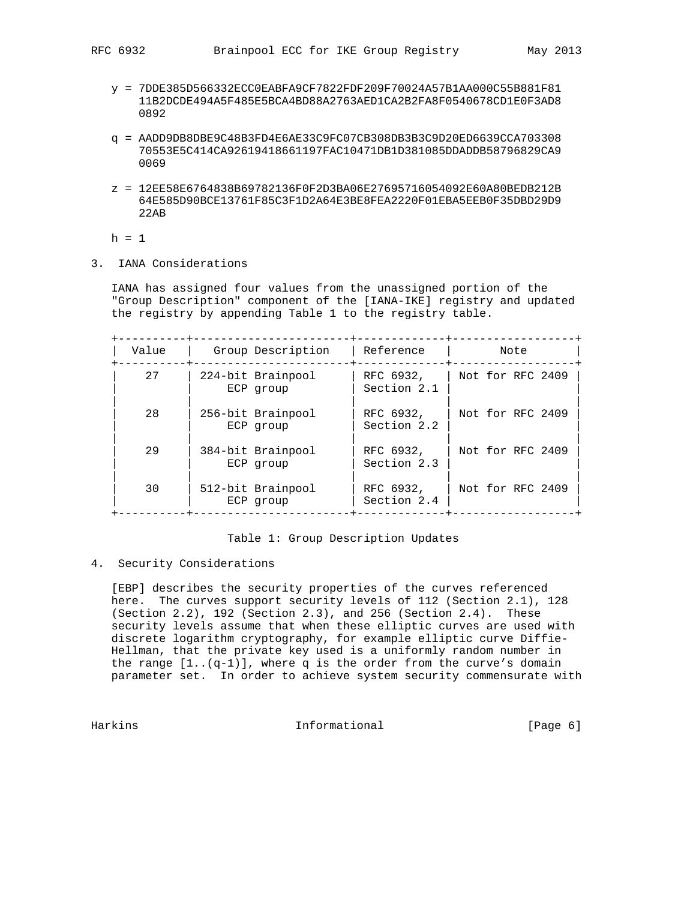y = 7DDE385D566332ECC0EABFA9CF7822FDF209F70024A57B1AA000C55B881F81 11B2DCDE494A5F485E5BCA4BD88A2763AED1CA2B2FA8F0540678CD1E0F3AD8 0892

q = AADD9DB8DBE9C48B3FD4E6AE33C9FC07CB308DB3B3C9D20ED6639CCA703308 70553E5C414CA92619418661197FAC10471DB1D381085DDADDB58796829CA9 0069

z = 12EE58E6764838B69782136F0F2D3BA06E27695716054092E60A80BEDB212B 64E585D90BCE13761F85C3F1D2A64E3BE8FEA2220F01EBA5EEB0F35DBD29D9 22AB

h = 1

## 3. IANA Considerations

IANA has assigned four values from the unassigned portion of the "Group Description" component of the [IANA-IKE] registry and updated the registry by appending Table 1 to the registry table.

| Value | Group Description | Reference | Note |
|---|---|---|---|
| 27 | 224-bit Brainpool ECP group | RFC 6932, Section 2.1 | Not for RFC 2409 |
| 28 | 256-bit Brainpool ECP group | RFC 6932, Section 2.2 | Not for RFC 2409 |
| 29 | 384-bit Brainpool ECP group | RFC 6932, Section 2.3 | Not for RFC 2409 |
| 30 | 512-bit Brainpool ECP group | RFC 6932, Section 2.4 | Not for RFC 2409 |

Table 1: Group Description Updates

## 4. Security Considerations

[EBP] describes the security properties of the curves referenced here. The curves support security levels of 112 (Section 2.1), 128 (Section 2.2), 192 (Section 2.3), and 256 (Section 2.4). These security levels assume that when these elliptic curves are used with discrete logarithm cryptography, for example elliptic curve Diffie-Hellman, that the private key used is a uniformly random number in the range [1..(q-1)], where q is the order from the curve's domain parameter set. In order to achieve system security commensurate with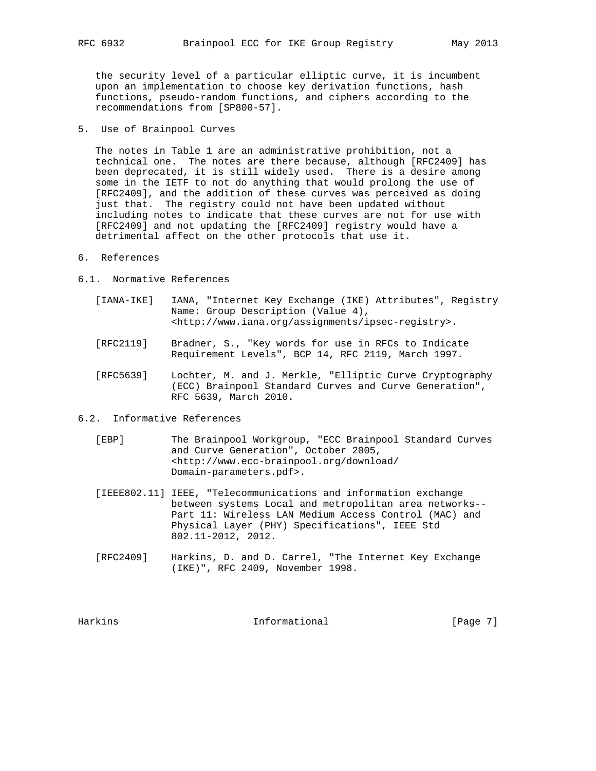the security level of a particular elliptic curve, it is incumbent upon an implementation to choose key derivation functions, hash functions, pseudo-random functions, and ciphers according to the recommendations from [SP800-57].

## 5. Use of Brainpool Curves

The notes in Table 1 are an administrative prohibition, not a technical one. The notes are there because, although [RFC2409] has been deprecated, it is still widely used. There is a desire among some in the IETF to not do anything that would prolong the use of [RFC2409], and the addition of these curves was perceived as doing just that. The registry could not have been updated without including notes to indicate that these curves are not for use with [RFC2409] and not updating the [RFC2409] registry would have a detrimental affect on the other protocols that use it.

## 6. References

### 6.1. Normative References

[IANA-IKE] IANA, "Internet Key Exchange (IKE) Attributes", Registry Name: Group Description (Value 4), <http://www.iana.org/assignments/ipsec-registry>.

[RFC2119] Bradner, S., "Key words for use in RFCs to Indicate Requirement Levels", BCP 14, RFC 2119, March 1997.

[RFC5639] Lochter, M. and J. Merkle, "Elliptic Curve Cryptography (ECC) Brainpool Standard Curves and Curve Generation", RFC 5639, March 2010.

### 6.2. Informative References

[EBP] The Brainpool Workgroup, "ECC Brainpool Standard Curves and Curve Generation", October 2005, <http://www.ecc-brainpool.org/download/Domain-parameters.pdf>.

[IEEE802.11] IEEE, "Telecommunications and information exchange between systems Local and metropolitan area networks-- Part 11: Wireless LAN Medium Access Control (MAC) and Physical Layer (PHY) Specifications", IEEE Std 802.11-2012, 2012.

[RFC2409] Harkins, D. and D. Carrel, "The Internet Key Exchange (IKE)", RFC 2409, November 1998.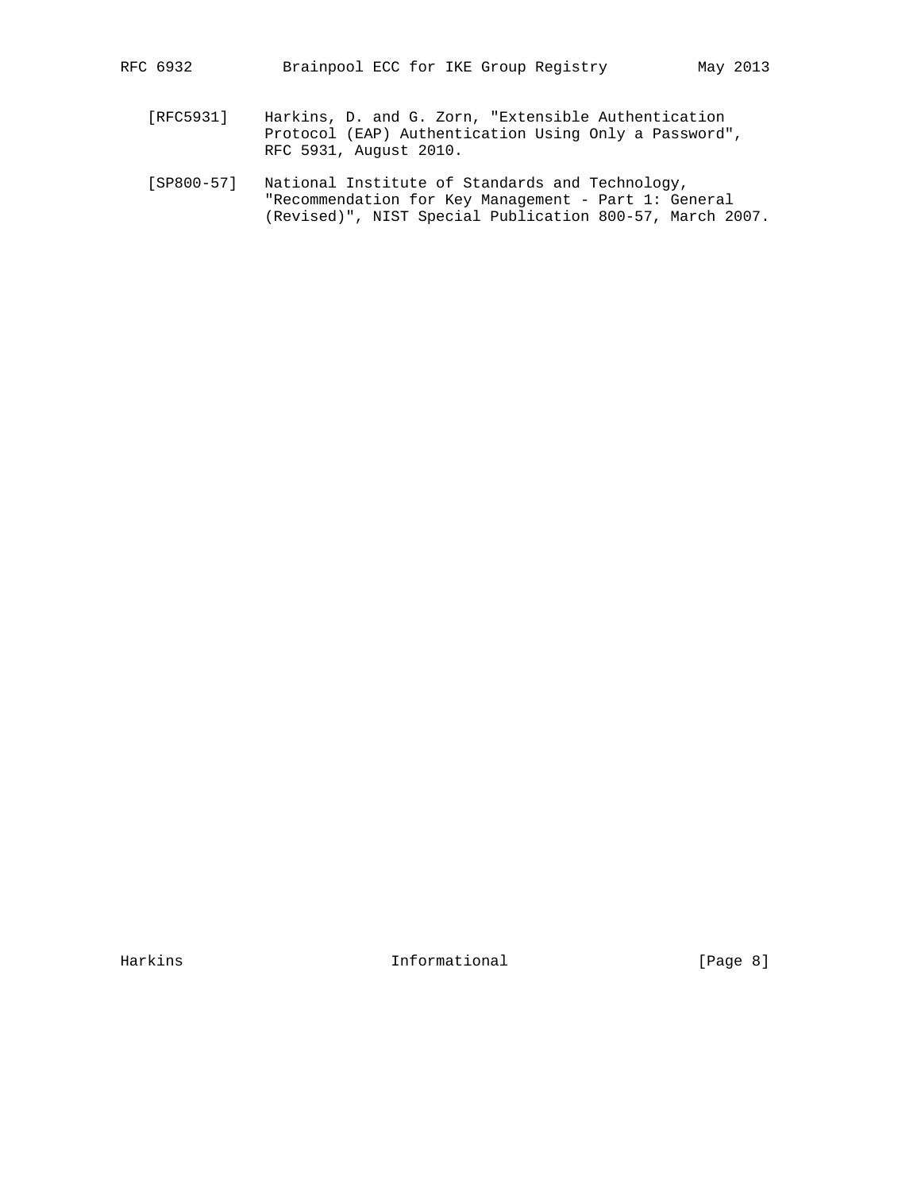[RFC5931] Harkins, D. and G. Zorn, "Extensible Authentication Protocol (EAP) Authentication Using Only a Password", RFC 5931, August 2010.

[SP800-57] National Institute of Standards and Technology, "Recommendation for Key Management - Part 1: General (Revised)", NIST Special Publication 800-57, March 2007.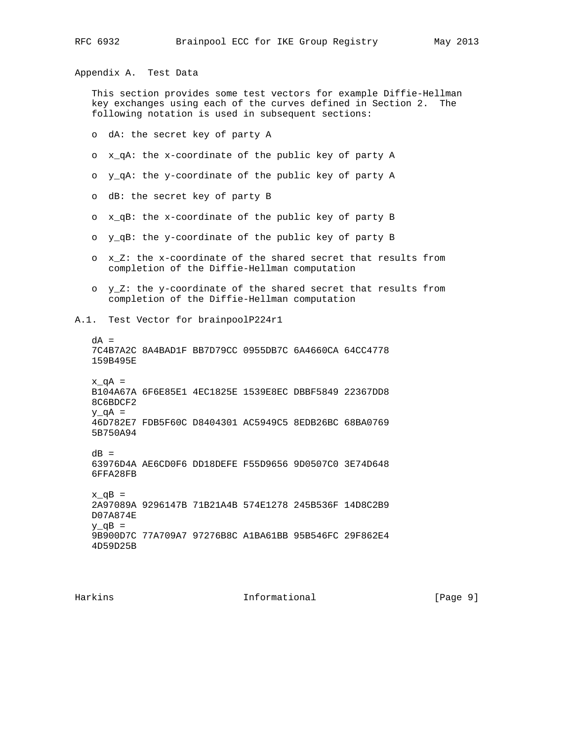## Appendix A.  Test Data

This section provides some test vectors for example Diffie-Hellman key exchanges using each of the curves defined in Section 2.  The following notation is used in subsequent sections:

- dA: the secret key of party A
- x_qA: the x-coordinate of the public key of party A
- y_qA: the y-coordinate of the public key of party A
- dB: the secret key of party B
- x_qB: the x-coordinate of the public key of party B
- y_qB: the y-coordinate of the public key of party B
- x_Z: the x-coordinate of the shared secret that results from completion of the Diffie-Hellman computation
- y_Z: the y-coordinate of the shared secret that results from completion of the Diffie-Hellman computation

### A.1.  Test Vector for brainpoolP224r1

```
dA =
7C4B7A2C 8A4BAD1F BB7D79CC 0955DB7C 6A4660CA 64CC4778
159B495E

x_qA =
B104A67A 6F6E85E1 4EC1825E 1539E8EC DBBF5849 22367DD8
8C6BDCF2
y_qA =
46D782E7 FDB5F60C D8404301 AC5949C5 8EDB26BC 68BA0769
5B750A94

dB =
63976D4A AE6CD0F6 DD18DEFE F55D9656 9D0507C0 3E74D648
6FFA28FB

x_qB =
2A97089A 9296147B 71B21A4B 574E1278 245B536F 14D8C2B9
D07A874E
y_qB =
9B900D7C 77A709A7 97276B8C A1BA61BB 95B546FC 29F862E4
4D59D25B
```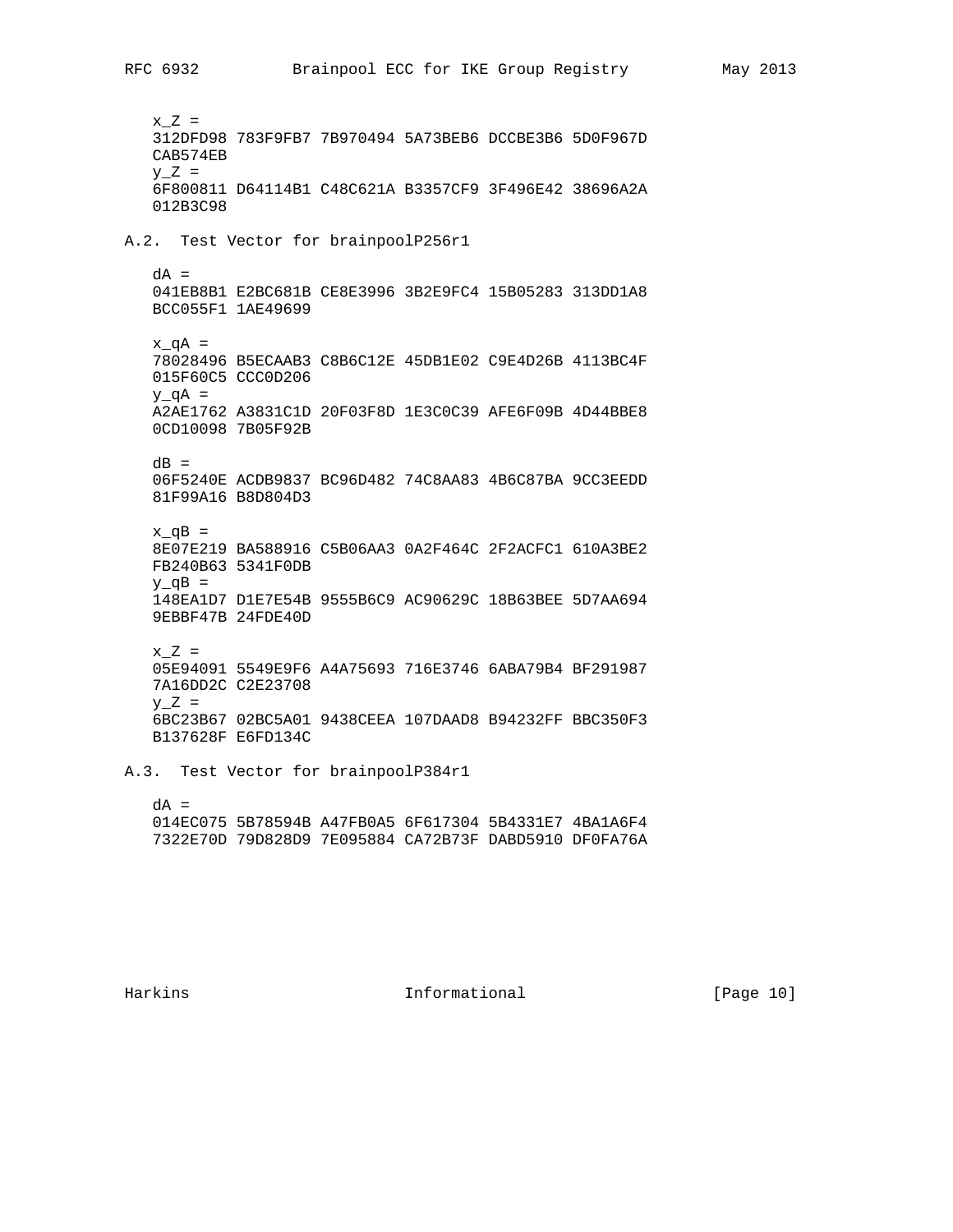```
x_Z =
312DFD98 783F9FB7 7B970494 5A73BEB6 DCCBE3B6 5D0F967D
CAB574EB
y_Z =
6F800811 D64114B1 C48C621A B3357CF9 3F496E42 38696A2A
012B3C98
```

## A.2. Test Vector for brainpoolP256r1

```
dA =
041EB8B1 E2BC681B CE8E3996 3B2E9FC4 15B05283 313DD1A8
BCC055F1 1AE49699

x_qA =
78028496 B5ECAAB3 C8B6C12E 45DB1E02 C9E4D26B 4113BC4F
015F60C5 CCC0D206
y_qA =
A2AE1762 A3831C1D 20F03F8D 1E3C0C39 AFE6F09B 4D44BBE8
0CD10098 7B05F92B

dB =
06F5240E ACDB9837 BC96D482 74C8AA83 4B6C87BA 9CC3EEDD
81F99A16 B8D804D3

x_qB =
8E07E219 BA588916 C5B06AA3 0A2F464C 2F2ACFC1 610A3BE2
FB240B63 5341F0DB
y_qB =
148EA1D7 D1E7E54B 9555B6C9 AC90629C 18B63BEE 5D7AA694
9EBBF47B 24FDE40D

x_Z =
05E94091 5549E9F6 A4A75693 716E3746 6ABA79B4 BF291987
7A16DD2C C2E23708
y_Z =
6BC23B67 02BC5A01 9438CEEA 107DAAD8 B94232FF BBC350F3
B137628F E6FD134C
```

## A.3. Test Vector for brainpoolP384r1

```
dA =
014EC075 5B78594B A47FB0A5 6F617304 5B4331E7 4BA1A6F4
7322E70D 79D828D9 7E095884 CA72B73F DABD5910 DF0FA76A
```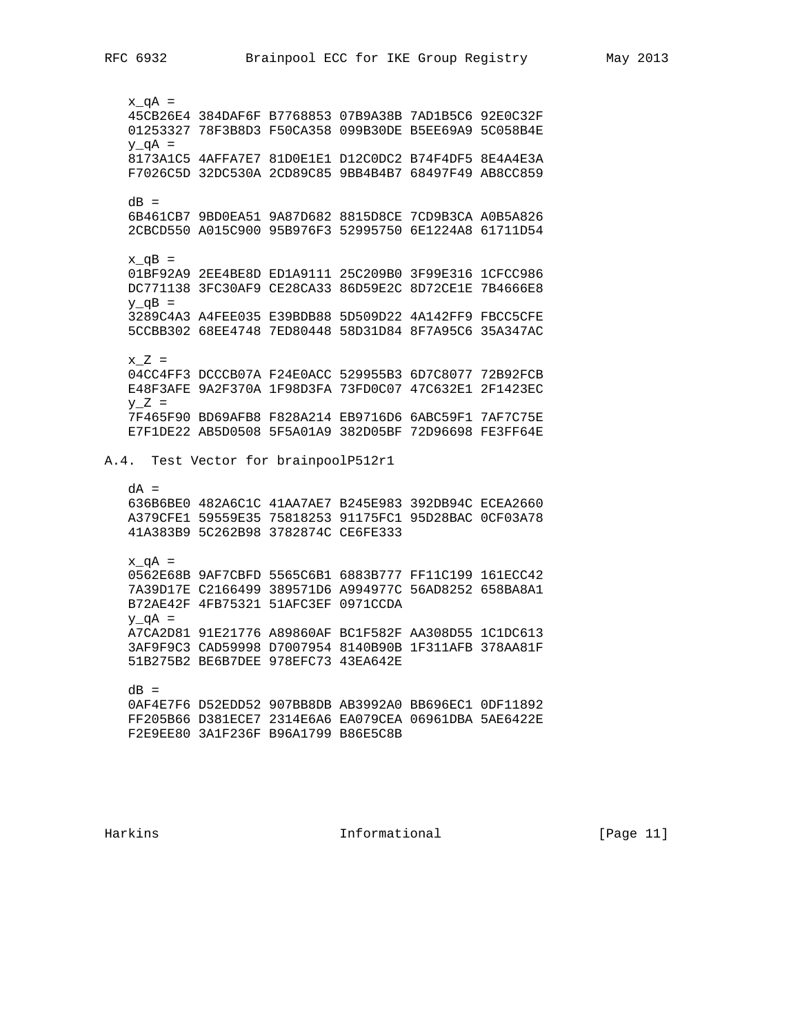x_qA =
45CB26E4 384DAF6F B7768853 07B9A38B 7AD1B5C6 92E0C32F
01253327 78F3B8D3 F50CA358 099B30DE B5EE69A9 5C058B4E
y_qA =
8173A1C5 4AFFA7E7 81D0E1E1 D12C0DC2 B74F4DF5 8E4A4E3A
F7026C5D 32DC530A 2CD89C85 9BB4B4B7 68497F49 AB8CC859

dB =
6B461CB7 9BD0EA51 9A87D682 8815D8CE 7CD9B3CA A0B5A826
2CBCD550 A015C900 95B976F3 52995750 6E1224A8 61711D54

x_qB =
01BF92A9 2EE4BE8D ED1A9111 25C209B0 3F99E316 1CFCC986
DC771138 3FC30AF9 CE28CA33 86D59E2C 8D72CE1E 7B4666E8
y_qB =
3289C4A3 A4FEE035 E39BDB88 5D509D22 4A142FF9 FBCC5CFE
5CCBB302 68EE4748 7ED80448 58D31D84 8F7A95C6 35A347AC

x_Z =
04CC4FF3 DCCCB07A F24E0ACC 529955B3 6D7C8077 72B92FCB
E48F3AFE 9A2F370A 1F98D3FA 73FD0C07 47C632E1 2F1423EC
y_Z =
7F465F90 BD69AFB8 F828A214 EB9716D6 6ABC59F1 7AF7C75E
E7F1DE22 AB5D0508 5F5A01A9 382D05BF 72D96698 FE3FF64E

## A.4. Test Vector for brainpoolP512r1

dA =
636B6BE0 482A6C1C 41AA7AE7 B245E983 392DB94C ECEA2660
A379CFE1 59559E35 75818253 91175FC1 95D28BAC 0CF03A78
41A383B9 5C262B98 3782874C CE6FE333

x_qA =
0562E68B 9AF7CBFD 5565C6B1 6883B777 FF11C199 161ECC42
7A39D17E C2166499 389571D6 A994977C 56AD8252 658BA8A1
B72AE42F 4FB75321 51AFC3EF 0971CCDA
y_qA =
A7CA2D81 91E21776 A89860AF BC1F582F AA308D55 1C1DC613
3AF9F9C3 CAD59998 D7007954 8140B90B 1F311AFB 378AA81F
51B275B2 BE6B7DEE 978EFC73 43EA642E

dB =
0AF4E7F6 D52EDD52 907BB8DB AB3992A0 BB696EC1 0DF11892
FF205B66 D381ECE7 2314E6A6 EA079CEA 06961DBA 5AE6422E
F2E9EE80 3A1F236F B96A1799 B86E5C8B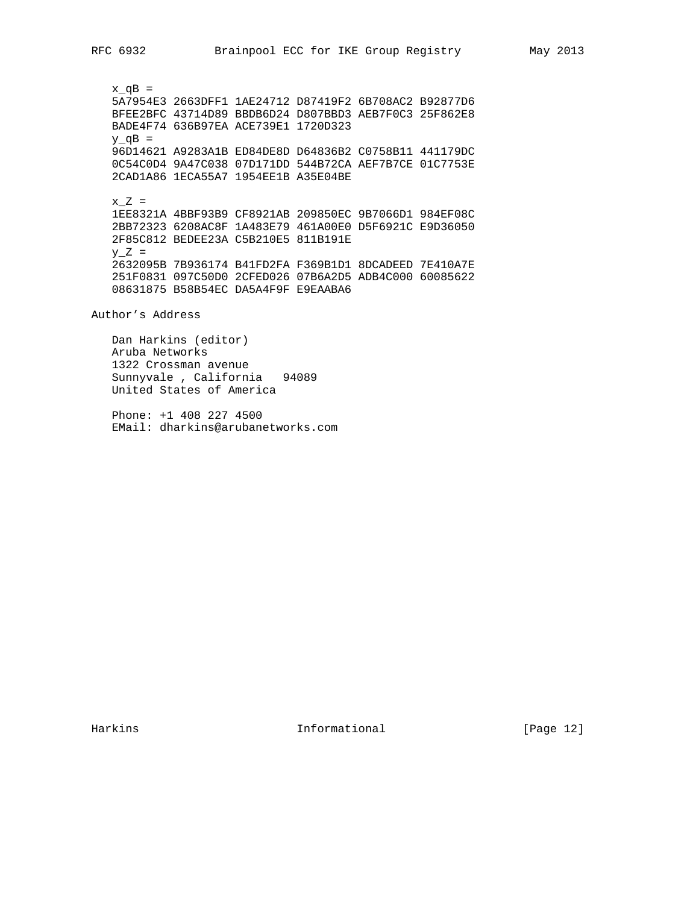```
x_qB =
5A7954E3 2663DFF1 1AE24712 D87419F2 6B708AC2 B92877D6
BFEE2BFC 43714D89 BBDB6D24 D807BBD3 AEB7F0C3 25F862E8
BADE4F74 636B97EA ACE739E1 1720D323
y_qB =
96D14621 A9283A1B ED84DE8D D64836B2 C0758B11 441179DC
0C54C0D4 9A47C038 07D171DD 544B72CA AEF7B7CE 01C7753E
2CAD1A86 1ECA55A7 1954EE1B A35E04BE

x_Z =
1EE8321A 4BBF93B9 CF8921AB 209850EC 9B7066D1 984EF08C
2BB72323 6208AC8F 1A483E79 461A00E0 D5F6921C E9D36050
2F85C812 BEDEE23A C5B210E5 811B191E
y_Z =
2632095B 7B936174 B41FD2FA F369B1D1 8DCADEED 7E410A7E
251F0831 097C50D0 2CFED026 07B6A2D5 ADB4C000 60085622
08631875 B58B54EC DA5A4F9F E9EAABA6
```

## Author's Address

Dan Harkins (editor)
Aruba Networks
1322 Crossman avenue
Sunnyvale , California 94089
United States of America

Phone: +1 408 227 4500
EMail: dharkins@arubanetworks.com